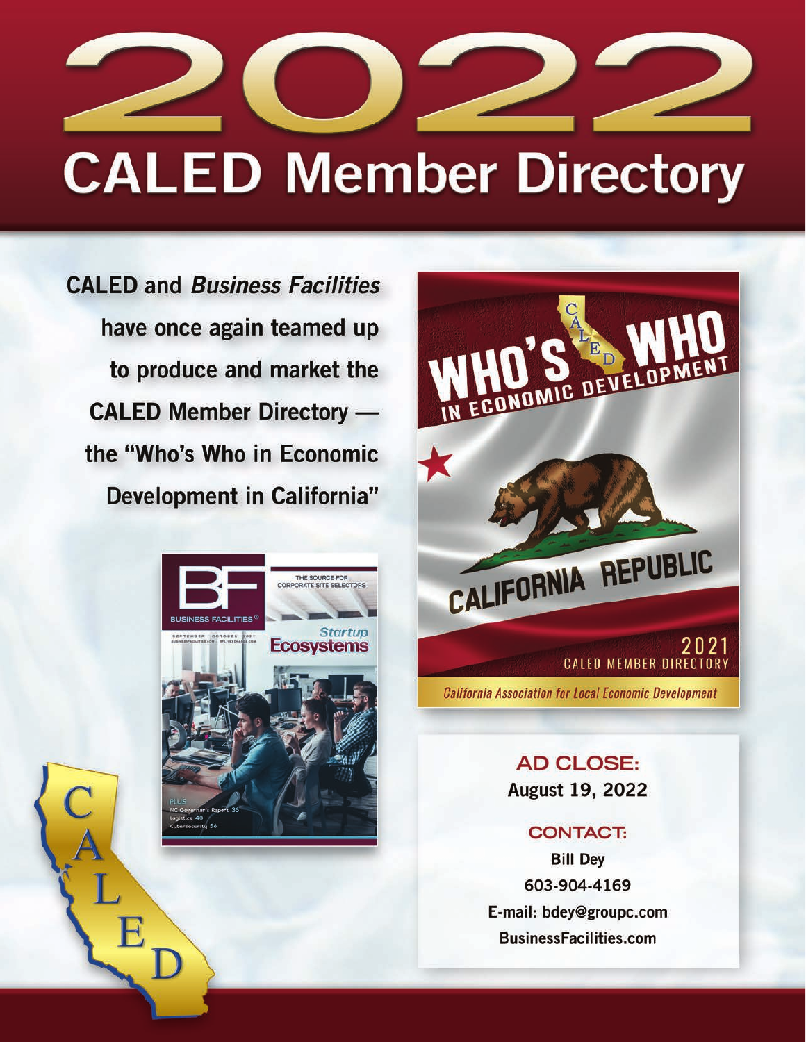# 2022

# CALED Member Directory

**CALED and *Business Facilities* have once again teamed up to produce and market the CALED Member Directory — the "Who's Who in Economic Development in California"**

**AD CLOSE:**
**August 19, 2022**

**CONTACT:**
**Bill Dey**
**603-904-4169**
**E-mail: bdey@groupc.com**
**BusinessFacilities.com**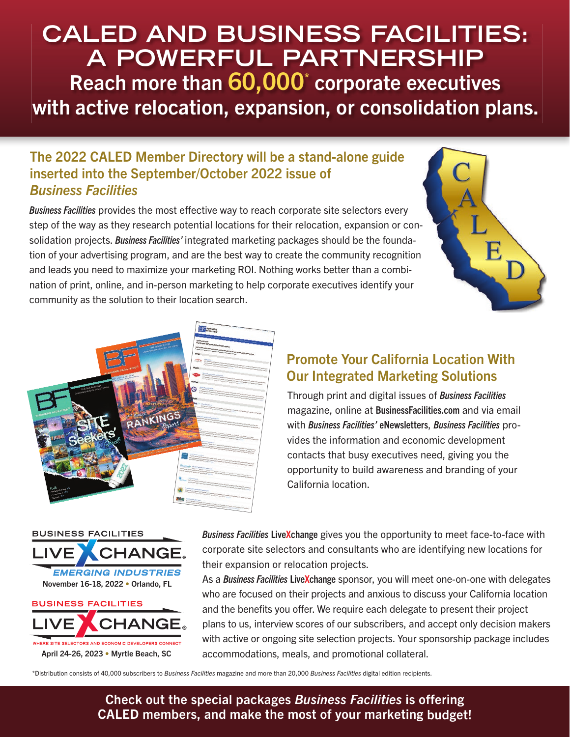# CALED AND BUSINESS FACILITIES: A POWERFUL PARTNERSHIP

## Reach more than 60,000* corporate executives with active relocation, expansion, or consolidation plans.

### The 2022 CALED Member Directory will be a stand-alone guide inserted into the September/October 2022 issue of *Business Facilities*

***Business Facilities*** provides the most effective way to reach corporate site selectors every step of the way as they research potential locations for their relocation, expansion or consolidation projects. ***Business Facilities'*** integrated marketing packages should be the foundation of your advertising program, and are the best way to create the community recognition and leads you need to maximize your marketing ROI. Nothing works better than a combination of print, online, and in-person marketing to help corporate executives identify your community as the solution to their location search.

### Promote Your California Location With Our Integrated Marketing Solutions

Through print and digital issues of ***Business Facilities*** magazine, online at **BusinessFacilities.com** and via email with ***Business Facilities'* eNewsletters**, ***Business Facilities*** provides the information and economic development contacts that busy executives need, giving you the opportunity to build awareness and branding of your California location.

BUSINESS FACILITIES LIVE XCHANGE. EMERGING INDUSTRIES
November 16-18, 2022 • Orlando, FL

BUSINESS FACILITIES LIVE XCHANGE. WHERE SITE SELECTORS AND ECONOMIC DEVELOPERS CONNECT
April 24-26, 2023 • Myrtle Beach, SC

***Business Facilities* LiveXchange** gives you the opportunity to meet face-to-face with corporate site selectors and consultants who are identifying new locations for their expansion or relocation projects.

As a ***Business Facilities* LiveXchange** sponsor, you will meet one-on-one with delegates who are focused on their projects and anxious to discuss your California location and the benefits you offer. We require each delegate to present their project plans to us, interview scores of our subscribers, and accept only decision makers with active or ongoing site selection projects. Your sponsorship package includes accommodations, meals, and promotional collateral.

*Distribution consists of 40,000 subscribers to *Business Facilities* magazine and more than 20,000 *Business Facilities* digital edition recipients.

**Check out the special packages *Business Facilities* is offering CALED members, and make the most of your marketing budget!**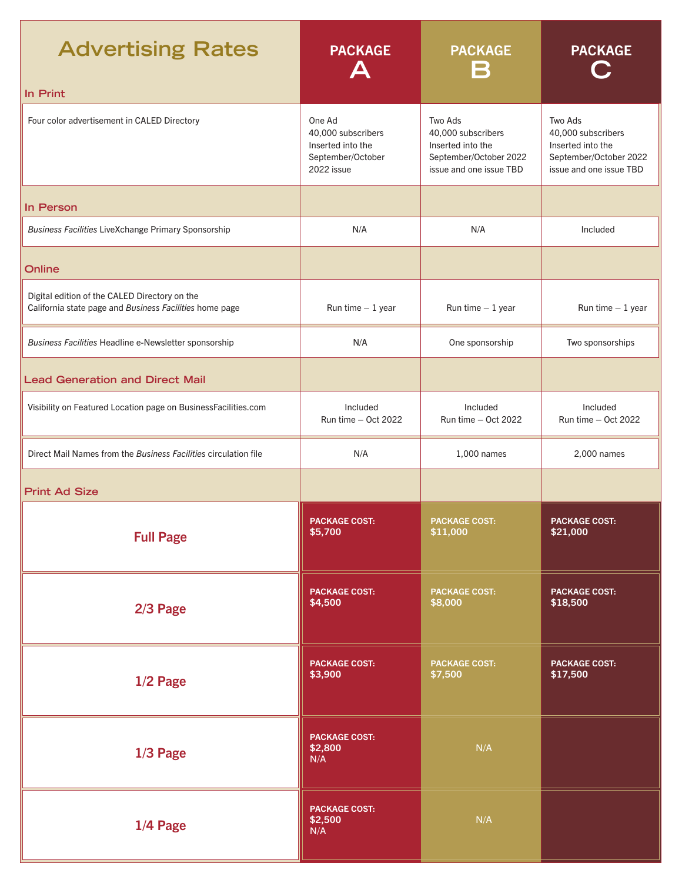# Advertising Rates

| | PACKAGE A | PACKAGE B | PACKAGE C |
|---|---|---|---|
| **In Print** | | | |
| Four color advertisement in CALED Directory | One Ad 40,000 subscribers Inserted into the September/October 2022 issue | Two Ads 40,000 subscribers Inserted into the September/October 2022 issue and one issue TBD | Two Ads 40,000 subscribers Inserted into the September/October 2022 issue and one issue TBD |
| **In Person** | | | |
| *Business Facilities* LiveXchange Primary Sponsorship | N/A | N/A | Included |
| **Online** | | | |
| Digital edition of the CALED Directory on the California state page and *Business Facilities* home page | Run time – 1 year | Run time – 1 year | Run time – 1 year |
| *Business Facilities* Headline e-Newsletter sponsorship | N/A | One sponsorship | Two sponsorships |
| **Lead Generation and Direct Mail** | | | |
| Visibility on Featured Location page on BusinessFacilities.com | Included Run time – Oct 2022 | Included Run time – Oct 2022 | Included Run time – Oct 2022 |
| Direct Mail Names from the *Business Facilities* circulation file | N/A | 1,000 names | 2,000 names |
| **Print Ad Size** | | | |
| **Full Page** | **PACKAGE COST: $5,700** | **PACKAGE COST: $11,000** | **PACKAGE COST: $21,000** |
| **2/3 Page** | **PACKAGE COST: $4,500** | **PACKAGE COST: $8,000** | **PACKAGE COST: $18,500** |
| **1/2 Page** | **PACKAGE COST: $3,900** | **PACKAGE COST: $7,500** | **PACKAGE COST: $17,500** |
| **1/3 Page** | **PACKAGE COST: $2,800** N/A | N/A | |
| **1/4 Page** | **PACKAGE COST: $2,500** N/A | N/A | |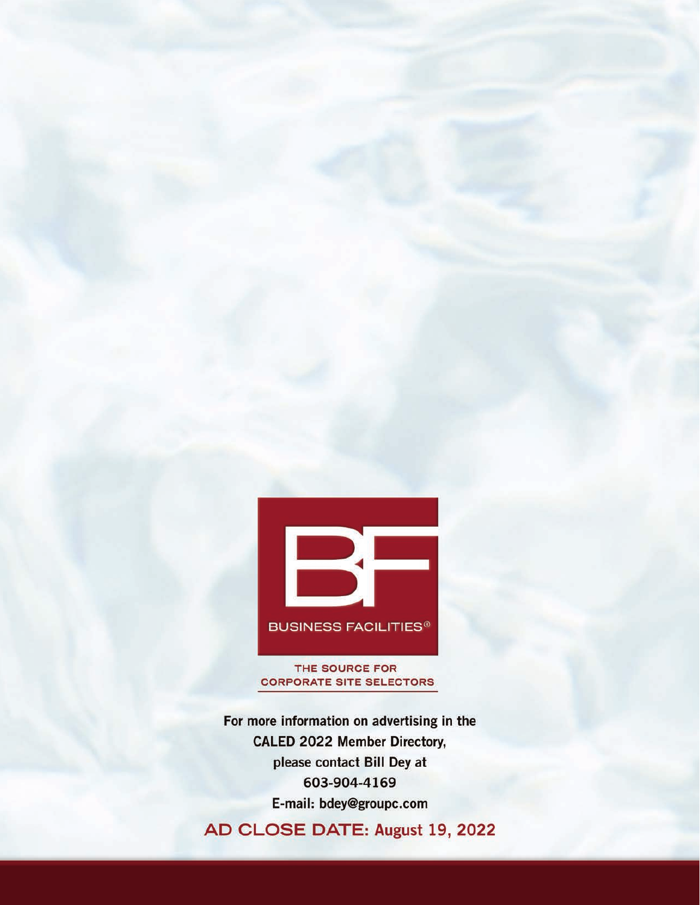BF

BUSINESS FACILITIES®

THE SOURCE FOR CORPORATE SITE SELECTORS

For more information on advertising in the CALED 2022 Member Directory, please contact Bill Dey at 603-904-4169

E-mail: bdey@groupc.com

**AD CLOSE DATE: August 19, 2022**